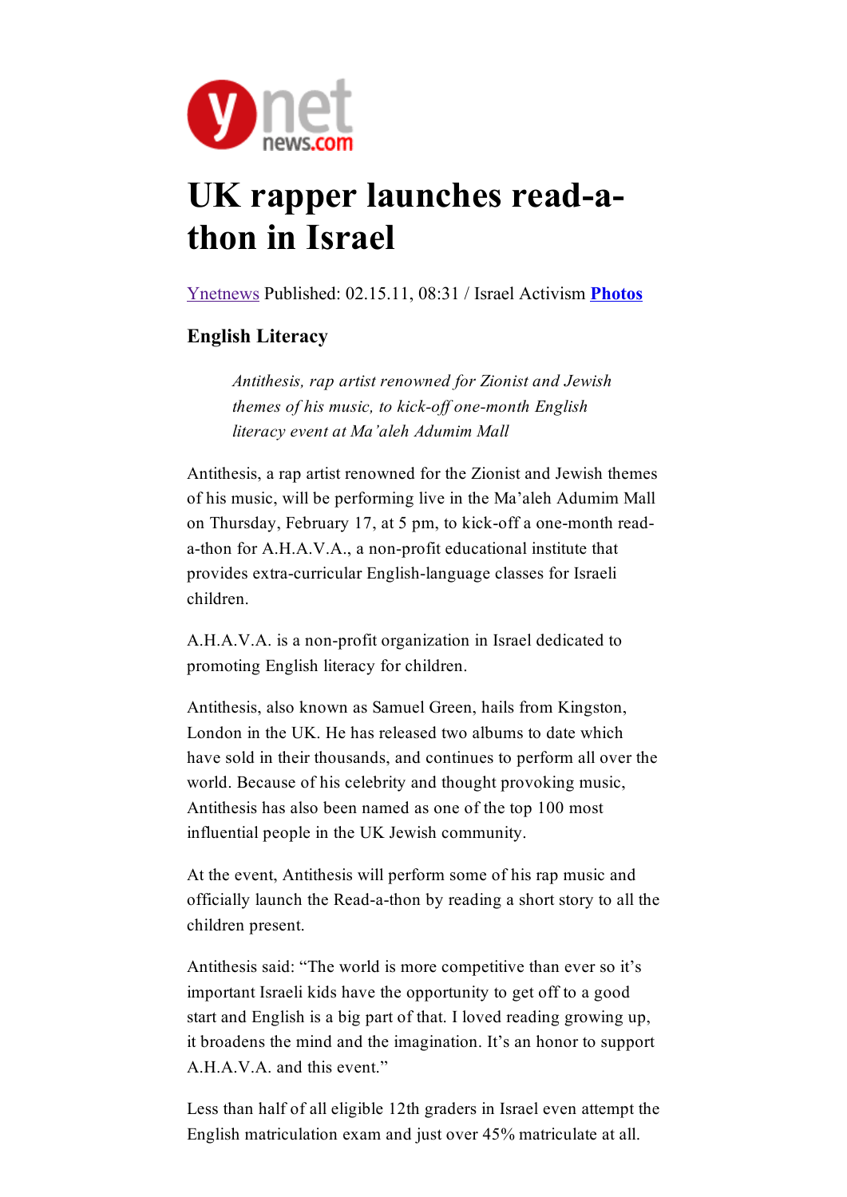# UK rapper launches read-a-thon in Israel

Ynetnews Published: 02.15.11, 08:31 / Israel Activism **Photos**

### English Literacy

> *Antithesis, rap artist renowned for Zionist and Jewish themes of his music, to kick-off one-month English literacy event at Ma'aleh Adumim Mall*

Antithesis, a rap artist renowned for the Zionist and Jewish themes of his music, will be performing live in the Ma'aleh Adumim Mall on Thursday, February 17, at 5 pm, to kick-off a one-month read-a-thon for A.H.A.V.A., a non-profit educational institute that provides extra-curricular English-language classes for Israeli children.

A.H.A.V.A. is a non-profit organization in Israel dedicated to promoting English literacy for children.

Antithesis, also known as Samuel Green, hails from Kingston, London in the UK. He has released two albums to date which have sold in their thousands, and continues to perform all over the world. Because of his celebrity and thought provoking music, Antithesis has also been named as one of the top 100 most influential people in the UK Jewish community.

At the event, Antithesis will perform some of his rap music and officially launch the Read-a-thon by reading a short story to all the children present.

Antithesis said: "The world is more competitive than ever so it's important Israeli kids have the opportunity to get off to a good start and English is a big part of that. I loved reading growing up, it broadens the mind and the imagination. It's an honor to support A.H.A.V.A. and this event."

Less than half of all eligible 12th graders in Israel even attempt the English matriculation exam and just over 45% matriculate at all.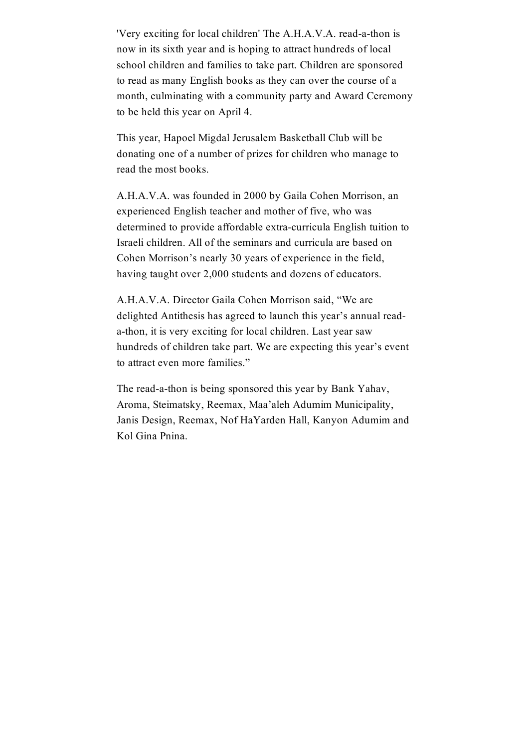'Very exciting for local children' The A.H.A.V.A. read-a-thon is now in its sixth year and is hoping to attract hundreds of local school children and families to take part. Children are sponsored to read as many English books as they can over the course of a month, culminating with a community party and Award Ceremony to be held this year on April 4.

This year, Hapoel Migdal Jerusalem Basketball Club will be donating one of a number of prizes for children who manage to read the most books.

A.H.A.V.A. was founded in 2000 by Gaila Cohen Morrison, an experienced English teacher and mother of five, who was determined to provide affordable extra-curricula English tuition to Israeli children. All of the seminars and curricula are based on Cohen Morrison's nearly 30 years of experience in the field, having taught over 2,000 students and dozens of educators.

A.H.A.V.A. Director Gaila Cohen Morrison said, "We are delighted Antithesis has agreed to launch this year's annual read-a-thon, it is very exciting for local children. Last year saw hundreds of children take part. We are expecting this year's event to attract even more families."

The read-a-thon is being sponsored this year by Bank Yahav, Aroma, Steimatsky, Reemax, Maa'aleh Adumim Municipality, Janis Design, Reemax, Nof HaYarden Hall, Kanyon Adumim and Kol Gina Pnina.